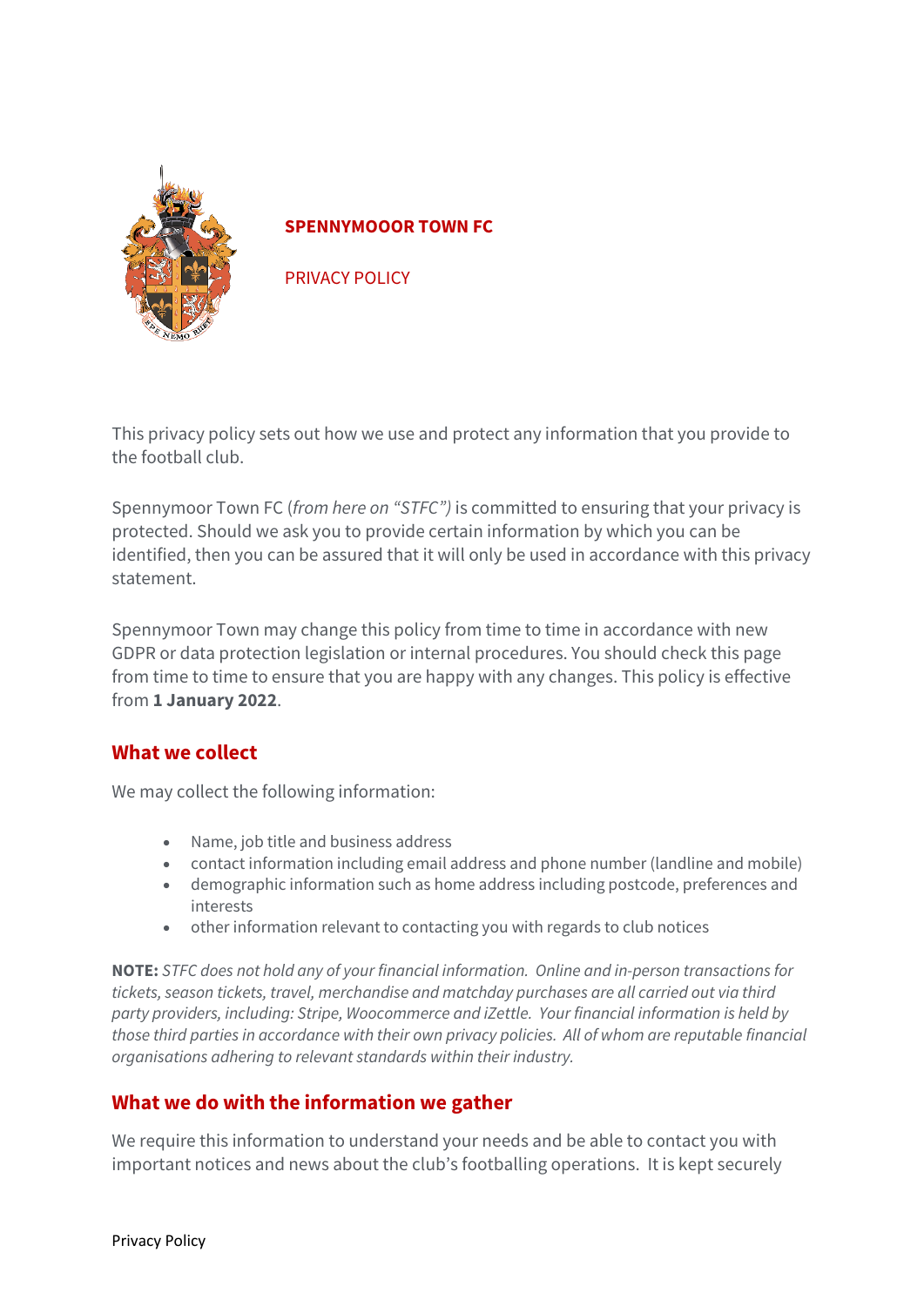**SPENNYMOOOR TOWN FC**

PRIVACY POLICY

This privacy policy sets out how we use and protect any information that you provide to the football club.

Spennymoor Town FC (*from here on "STFC")* is committed to ensuring that your privacy is protected. Should we ask you to provide certain information by which you can be identified, then you can be assured that it will only be used in accordance with this privacy statement.

Spennymoor Town may change this policy from time to time in accordance with new GDPR or data protection legislation or internal procedures. You should check this page from time to time to ensure that you are happy with any changes. This policy is effective from **1 January 2022**.

## What we collect

We may collect the following information:

- Name, job title and business address
- contact information including email address and phone number (landline and mobile)
- demographic information such as home address including postcode, preferences and interests
- other information relevant to contacting you with regards to club notices

**NOTE:** *STFC does not hold any of your financial information. Online and in-person transactions for tickets, season tickets, travel, merchandise and matchday purchases are all carried out via third party providers, including: Stripe, Woocommerce and iZettle. Your financial information is held by those third parties in accordance with their own privacy policies. All of whom are reputable financial organisations adhering to relevant standards within their industry.*

## What we do with the information we gather

We require this information to understand your needs and be able to contact you with important notices and news about the club's footballing operations. It is kept securely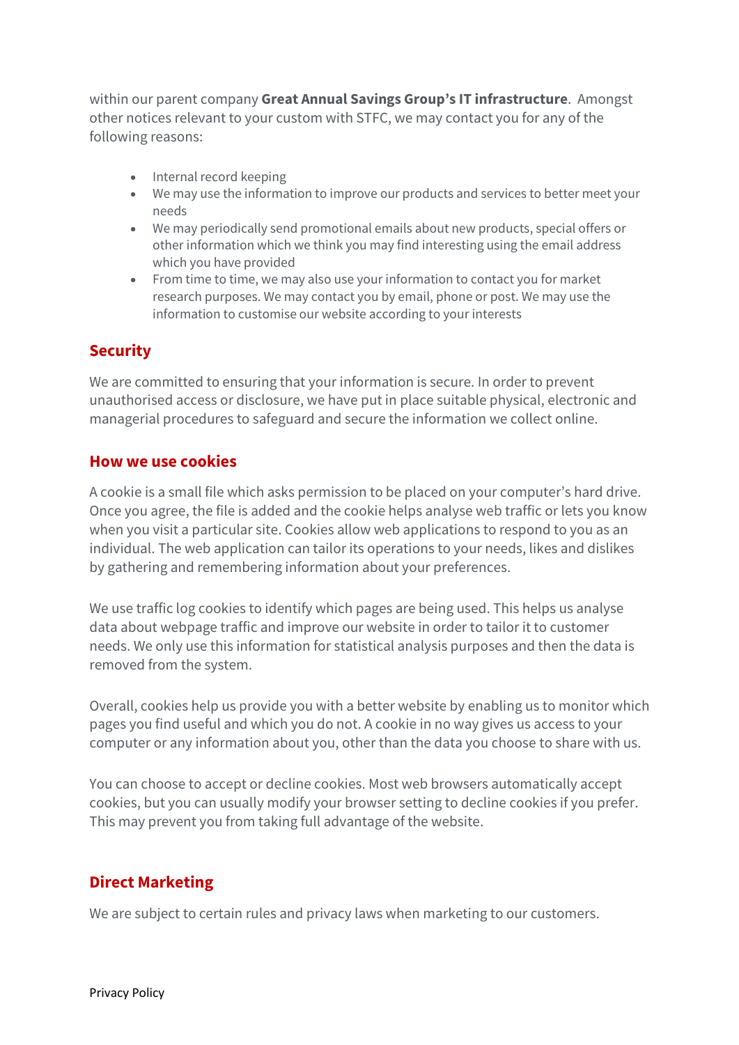within our parent company **Great Annual Savings Group's IT infrastructure**. Amongst other notices relevant to your custom with STFC, we may contact you for any of the following reasons:

- Internal record keeping
- We may use the information to improve our products and services to better meet your needs
- We may periodically send promotional emails about new products, special offers or other information which we think you may find interesting using the email address which you have provided
- From time to time, we may also use your information to contact you for market research purposes. We may contact you by email, phone or post. We may use the information to customise our website according to your interests

## Security

We are committed to ensuring that your information is secure. In order to prevent unauthorised access or disclosure, we have put in place suitable physical, electronic and managerial procedures to safeguard and secure the information we collect online.

## How we use cookies

A cookie is a small file which asks permission to be placed on your computer's hard drive. Once you agree, the file is added and the cookie helps analyse web traffic or lets you know when you visit a particular site. Cookies allow web applications to respond to you as an individual. The web application can tailor its operations to your needs, likes and dislikes by gathering and remembering information about your preferences.

We use traffic log cookies to identify which pages are being used. This helps us analyse data about webpage traffic and improve our website in order to tailor it to customer needs. We only use this information for statistical analysis purposes and then the data is removed from the system.

Overall, cookies help us provide you with a better website by enabling us to monitor which pages you find useful and which you do not. A cookie in no way gives us access to your computer or any information about you, other than the data you choose to share with us.

You can choose to accept or decline cookies. Most web browsers automatically accept cookies, but you can usually modify your browser setting to decline cookies if you prefer. This may prevent you from taking full advantage of the website.

## Direct Marketing

We are subject to certain rules and privacy laws when marketing to our customers.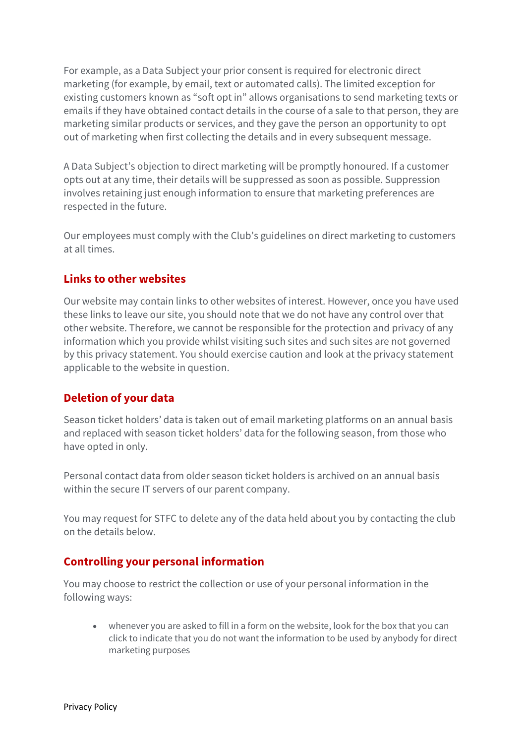For example, as a Data Subject your prior consent is required for electronic direct marketing (for example, by email, text or automated calls). The limited exception for existing customers known as “soft opt in” allows organisations to send marketing texts or emails if they have obtained contact details in the course of a sale to that person, they are marketing similar products or services, and they gave the person an opportunity to opt out of marketing when first collecting the details and in every subsequent message.

A Data Subject’s objection to direct marketing will be promptly honoured. If a customer opts out at any time, their details will be suppressed as soon as possible. Suppression involves retaining just enough information to ensure that marketing preferences are respected in the future.

Our employees must comply with the Club’s guidelines on direct marketing to customers at all times.

## Links to other websites

Our website may contain links to other websites of interest. However, once you have used these links to leave our site, you should note that we do not have any control over that other website. Therefore, we cannot be responsible for the protection and privacy of any information which you provide whilst visiting such sites and such sites are not governed by this privacy statement. You should exercise caution and look at the privacy statement applicable to the website in question.

## Deletion of your data

Season ticket holders’ data is taken out of email marketing platforms on an annual basis and replaced with season ticket holders’ data for the following season, from those who have opted in only.

Personal contact data from older season ticket holders is archived on an annual basis within the secure IT servers of our parent company.

You may request for STFC to delete any of the data held about you by contacting the club on the details below.

## Controlling your personal information

You may choose to restrict the collection or use of your personal information in the following ways:

- whenever you are asked to fill in a form on the website, look for the box that you can click to indicate that you do not want the information to be used by anybody for direct marketing purposes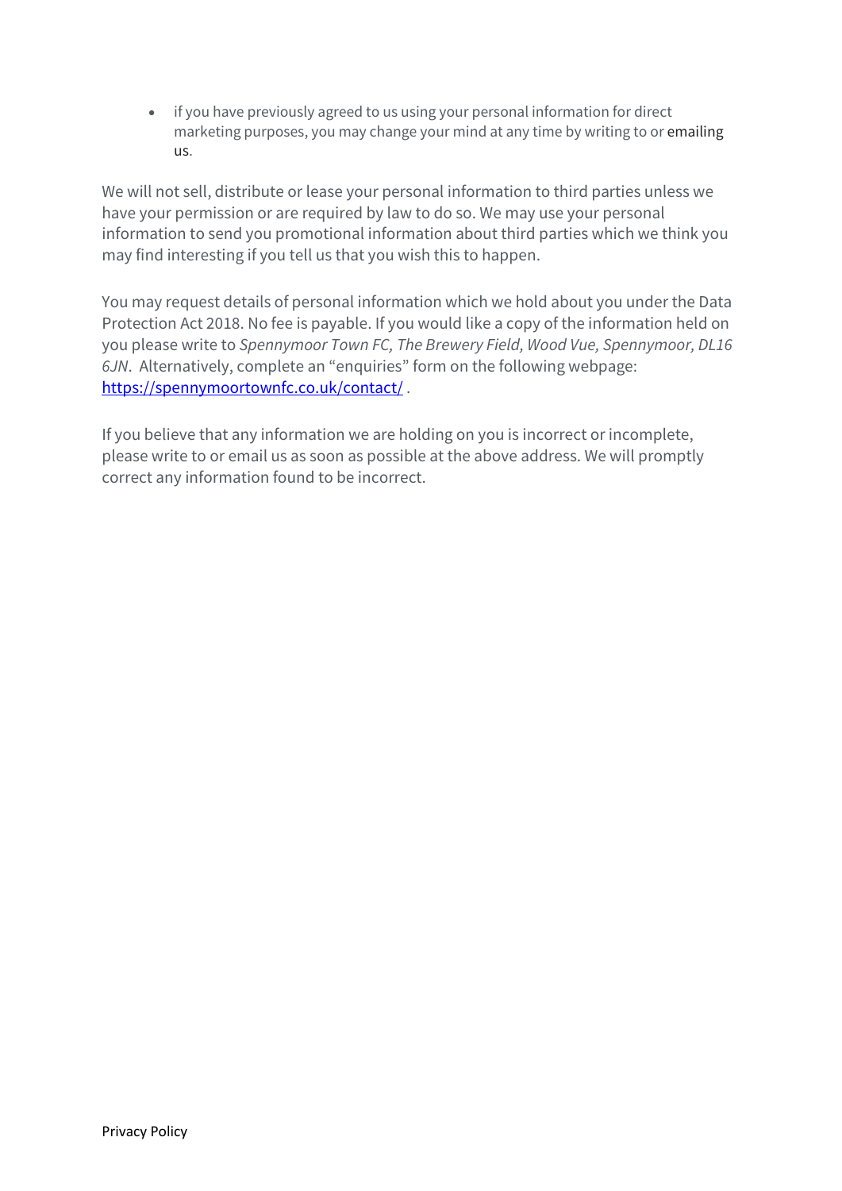- if you have previously agreed to us using your personal information for direct marketing purposes, you may change your mind at any time by writing to or emailing us.

We will not sell, distribute or lease your personal information to third parties unless we have your permission or are required by law to do so. We may use your personal information to send you promotional information about third parties which we think you may find interesting if you tell us that you wish this to happen.

You may request details of personal information which we hold about you under the Data Protection Act 2018. No fee is payable. If you would like a copy of the information held on you please write to *Spennymoor Town FC, The Brewery Field, Wood Vue, Spennymoor, DL16 6JN*. Alternatively, complete an "enquiries" form on the following webpage: https://spennymoortownfc.co.uk/contact/ .

If you believe that any information we are holding on you is incorrect or incomplete, please write to or email us as soon as possible at the above address. We will promptly correct any information found to be incorrect.